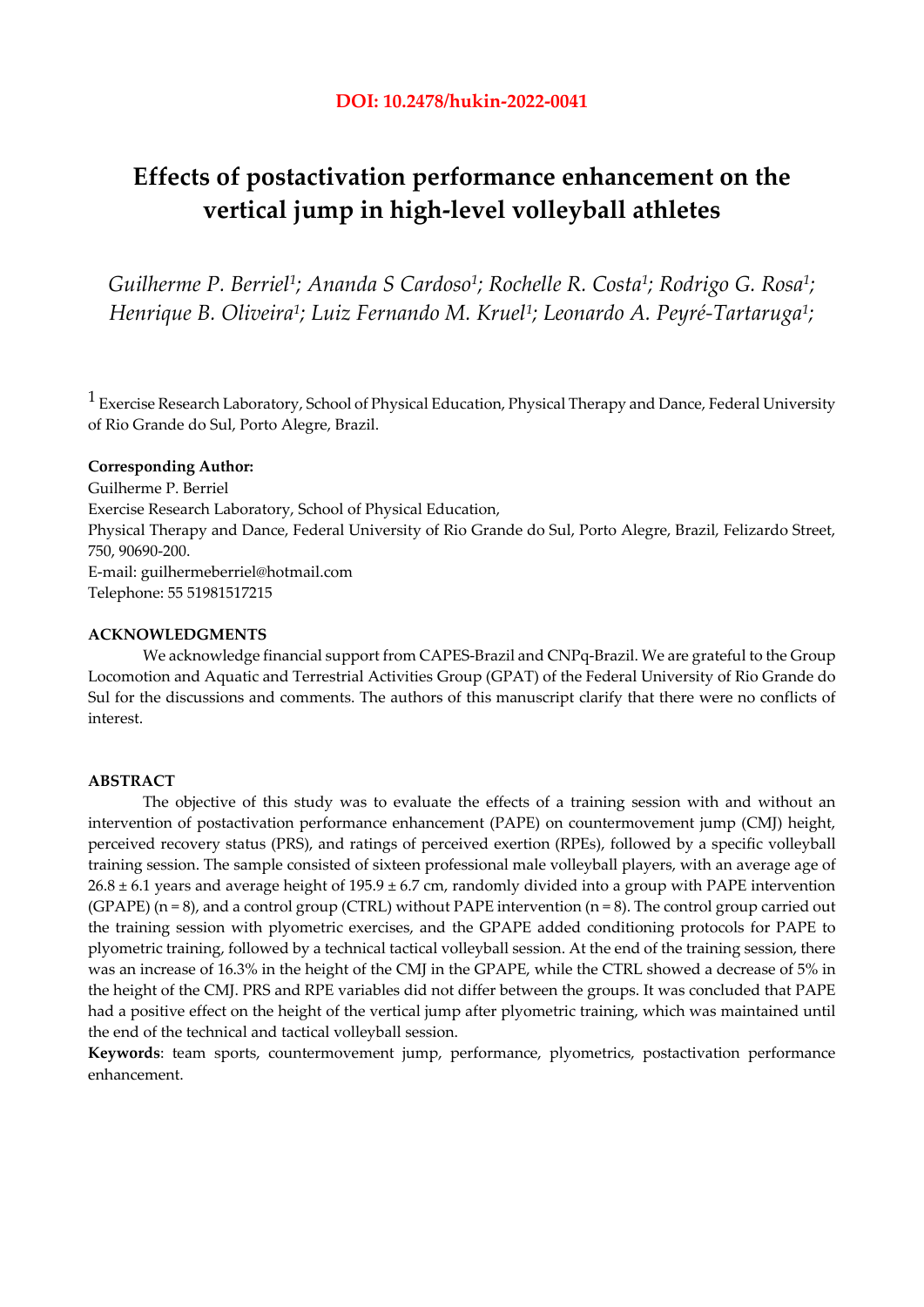**DOI: 10.2478/hukin-2022-0041**

# Effects of postactivation performance enhancement on the vertical jump in high-level volleyball athletes

*Guilherme P. Berriel[1]; Ananda S Cardoso[1]; Rochelle R. Costa[1]; Rodrigo G. Rosa[1]; Henrique B. Oliveira[1]; Luiz Fernando M. Kruel[1]; Leonardo A. Peyré-Tartaruga[1];*

[1] Exercise Research Laboratory, School of Physical Education, Physical Therapy and Dance, Federal University of Rio Grande do Sul, Porto Alegre, Brazil.

**Corresponding Author:**
Guilherme P. Berriel
Exercise Research Laboratory, School of Physical Education,
Physical Therapy and Dance, Federal University of Rio Grande do Sul, Porto Alegre, Brazil, Felizardo Street, 750, 90690-200.
E-mail: guilhermeberriel@hotmail.com
Telephone: 55 51981517215

**ACKNOWLEDGMENTS**

We acknowledge financial support from CAPES-Brazil and CNPq-Brazil. We are grateful to the Group Locomotion and Aquatic and Terrestrial Activities Group (GPAT) of the Federal University of Rio Grande do Sul for the discussions and comments. The authors of this manuscript clarify that there were no conflicts of interest.

**ABSTRACT**

The objective of this study was to evaluate the effects of a training session with and without an intervention of postactivation performance enhancement (PAPE) on countermovement jump (CMJ) height, perceived recovery status (PRS), and ratings of perceived exertion (RPEs), followed by a specific volleyball training session. The sample consisted of sixteen professional male volleyball players, with an average age of 26.8 ± 6.1 years and average height of 195.9 ± 6.7 cm, randomly divided into a group with PAPE intervention (GPAPE) (n = 8), and a control group (CTRL) without PAPE intervention (n = 8). The control group carried out the training session with plyometric exercises, and the GPAPE added conditioning protocols for PAPE to plyometric training, followed by a technical tactical volleyball session. At the end of the training session, there was an increase of 16.3% in the height of the CMJ in the GPAPE, while the CTRL showed a decrease of 5% in the height of the CMJ. PRS and RPE variables did not differ between the groups. It was concluded that PAPE had a positive effect on the height of the vertical jump after plyometric training, which was maintained until the end of the technical and tactical volleyball session.

**Keywords**: team sports, countermovement jump, performance, plyometrics, postactivation performance enhancement.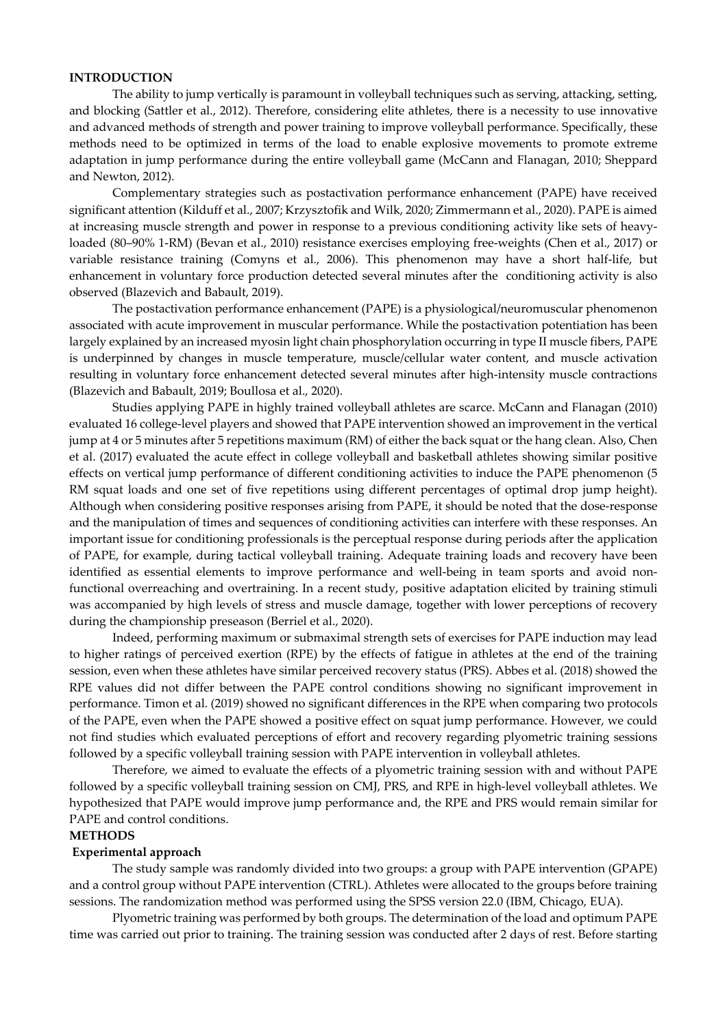## INTRODUCTION

The ability to jump vertically is paramount in volleyball techniques such as serving, attacking, setting, and blocking (Sattler et al., 2012). Therefore, considering elite athletes, there is a necessity to use innovative and advanced methods of strength and power training to improve volleyball performance. Specifically, these methods need to be optimized in terms of the load to enable explosive movements to promote extreme adaptation in jump performance during the entire volleyball game (McCann and Flanagan, 2010; Sheppard and Newton, 2012).

Complementary strategies such as postactivation performance enhancement (PAPE) have received significant attention (Kilduff et al., 2007; Krzysztofik and Wilk, 2020; Zimmermann et al., 2020). PAPE is aimed at increasing muscle strength and power in response to a previous conditioning activity like sets of heavy-loaded (80–90% 1-RM) (Bevan et al., 2010) resistance exercises employing free-weights (Chen et al., 2017) or variable resistance training (Comyns et al., 2006). This phenomenon may have a short half-life, but enhancement in voluntary force production detected several minutes after the conditioning activity is also observed (Blazevich and Babault, 2019).

The postactivation performance enhancement (PAPE) is a physiological/neuromuscular phenomenon associated with acute improvement in muscular performance. While the postactivation potentiation has been largely explained by an increased myosin light chain phosphorylation occurring in type II muscle fibers, PAPE is underpinned by changes in muscle temperature, muscle/cellular water content, and muscle activation resulting in voluntary force enhancement detected several minutes after high-intensity muscle contractions (Blazevich and Babault, 2019; Boullosa et al., 2020).

Studies applying PAPE in highly trained volleyball athletes are scarce. McCann and Flanagan (2010) evaluated 16 college-level players and showed that PAPE intervention showed an improvement in the vertical jump at 4 or 5 minutes after 5 repetitions maximum (RM) of either the back squat or the hang clean. Also, Chen et al. (2017) evaluated the acute effect in college volleyball and basketball athletes showing similar positive effects on vertical jump performance of different conditioning activities to induce the PAPE phenomenon (5 RM squat loads and one set of five repetitions using different percentages of optimal drop jump height). Although when considering positive responses arising from PAPE, it should be noted that the dose-response and the manipulation of times and sequences of conditioning activities can interfere with these responses. An important issue for conditioning professionals is the perceptual response during periods after the application of PAPE, for example, during tactical volleyball training. Adequate training loads and recovery have been identified as essential elements to improve performance and well-being in team sports and avoid non-functional overreaching and overtraining. In a recent study, positive adaptation elicited by training stimuli was accompanied by high levels of stress and muscle damage, together with lower perceptions of recovery during the championship preseason (Berriel et al., 2020).

Indeed, performing maximum or submaximal strength sets of exercises for PAPE induction may lead to higher ratings of perceived exertion (RPE) by the effects of fatigue in athletes at the end of the training session, even when these athletes have similar perceived recovery status (PRS). Abbes et al. (2018) showed the RPE values did not differ between the PAPE control conditions showing no significant improvement in performance. Timon et al. (2019) showed no significant differences in the RPE when comparing two protocols of the PAPE, even when the PAPE showed a positive effect on squat jump performance. However, we could not find studies which evaluated perceptions of effort and recovery regarding plyometric training sessions followed by a specific volleyball training session with PAPE intervention in volleyball athletes.

Therefore, we aimed to evaluate the effects of a plyometric training session with and without PAPE followed by a specific volleyball training session on CMJ, PRS, and RPE in high-level volleyball athletes. We hypothesized that PAPE would improve jump performance and, the RPE and PRS would remain similar for PAPE and control conditions.

## METHODS

### Experimental approach

The study sample was randomly divided into two groups: a group with PAPE intervention (GPAPE) and a control group without PAPE intervention (CTRL). Athletes were allocated to the groups before training sessions. The randomization method was performed using the SPSS version 22.0 (IBM, Chicago, EUA).

Plyometric training was performed by both groups. The determination of the load and optimum PAPE time was carried out prior to training. The training session was conducted after 2 days of rest. Before starting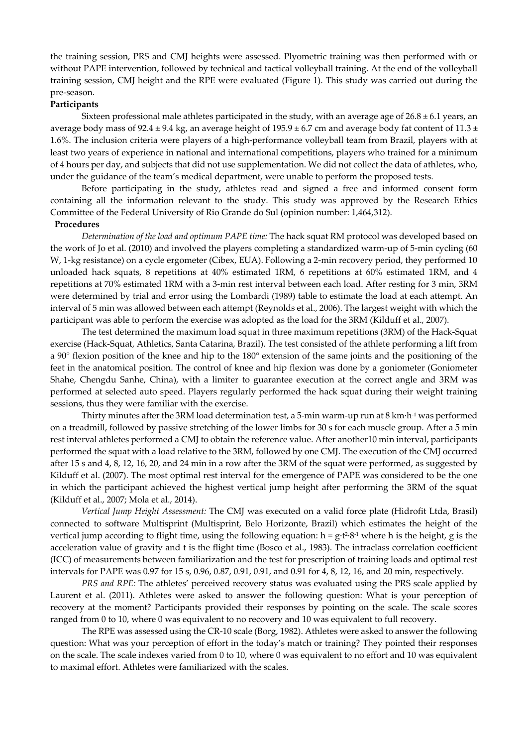the training session, PRS and CMJ heights were assessed. Plyometric training was then performed with or without PAPE intervention, followed by technical and tactical volleyball training. At the end of the volleyball training session, CMJ height and the RPE were evaluated (Figure 1). This study was carried out during the pre-season.

**Participants**

Sixteen professional male athletes participated in the study, with an average age of 26.8 ± 6.1 years, an average body mass of 92.4 ± 9.4 kg, an average height of 195.9 ± 6.7 cm and average body fat content of 11.3 ± 1.6%. The inclusion criteria were players of a high-performance volleyball team from Brazil, players with at least two years of experience in national and international competitions, players who trained for a minimum of 4 hours per day, and subjects that did not use supplementation. We did not collect the data of athletes, who, under the guidance of the team's medical department, were unable to perform the proposed tests.

Before participating in the study, athletes read and signed a free and informed consent form containing all the information relevant to the study. This study was approved by the Research Ethics Committee of the Federal University of Rio Grande do Sul (opinion number: 1,464,312).

**Procedures**

*Determination of the load and optimum PAPE time:* The hack squat RM protocol was developed based on the work of Jo et al. (2010) and involved the players completing a standardized warm-up of 5-min cycling (60 W, 1-kg resistance) on a cycle ergometer (Cibex, EUA). Following a 2-min recovery period, they performed 10 unloaded hack squats, 8 repetitions at 40% estimated 1RM, 6 repetitions at 60% estimated 1RM, and 4 repetitions at 70% estimated 1RM with a 3-min rest interval between each load. After resting for 3 min, 3RM were determined by trial and error using the Lombardi (1989) table to estimate the load at each attempt. An interval of 5 min was allowed between each attempt (Reynolds et al., 2006). The largest weight with which the participant was able to perform the exercise was adopted as the load for the 3RM (Kilduff et al., 2007).

The test determined the maximum load squat in three maximum repetitions (3RM) of the Hack-Squat exercise (Hack-Squat, Athletics, Santa Catarina, Brazil). The test consisted of the athlete performing a lift from a 90° flexion position of the knee and hip to the 180° extension of the same joints and the positioning of the feet in the anatomical position. The control of knee and hip flexion was done by a goniometer (Goniometer Shahe, Chengdu Sanhe, China), with a limiter to guarantee execution at the correct angle and 3RM was performed at selected auto speed. Players regularly performed the hack squat during their weight training sessions, thus they were familiar with the exercise.

Thirty minutes after the 3RM load determination test, a 5-min warm-up run at 8 km·h$^{-1}$ was performed on a treadmill, followed by passive stretching of the lower limbs for 30 s for each muscle group. After a 5 min rest interval athletes performed a CMJ to obtain the reference value. After another10 min interval, participants performed the squat with a load relative to the 3RM, followed by one CMJ. The execution of the CMJ occurred after 15 s and 4, 8, 12, 16, 20, and 24 min in a row after the 3RM of the squat were performed, as suggested by Kilduff et al. (2007). The most optimal rest interval for the emergence of PAPE was considered to be the one in which the participant achieved the highest vertical jump height after performing the 3RM of the squat (Kilduff et al., 2007; Mola et al., 2014).

*Vertical Jump Height Assessment:* The CMJ was executed on a valid force plate (Hidrofit Ltda, Brasil) connected to software Multisprint (Multisprint, Belo Horizonte, Brazil) which estimates the height of the vertical jump according to flight time, using the following equation: $h = g \cdot t^2 \cdot 8^{-1}$ where h is the height, g is the acceleration value of gravity and t is the flight time (Bosco et al., 1983). The intraclass correlation coefficient (ICC) of measurements between familiarization and the test for prescription of training loads and optimal rest intervals for PAPE was 0.97 for 15 s, 0.96, 0.87, 0.91, 0.91, and 0.91 for 4, 8, 12, 16, and 20 min, respectively.

*PRS and RPE:* The athletes' perceived recovery status was evaluated using the PRS scale applied by Laurent et al. (2011). Athletes were asked to answer the following question: What is your perception of recovery at the moment? Participants provided their responses by pointing on the scale. The scale scores ranged from 0 to 10, where 0 was equivalent to no recovery and 10 was equivalent to full recovery.

The RPE was assessed using the CR-10 scale (Borg, 1982). Athletes were asked to answer the following question: What was your perception of effort in the today's match or training? They pointed their responses on the scale. The scale indexes varied from 0 to 10, where 0 was equivalent to no effort and 10 was equivalent to maximal effort. Athletes were familiarized with the scales.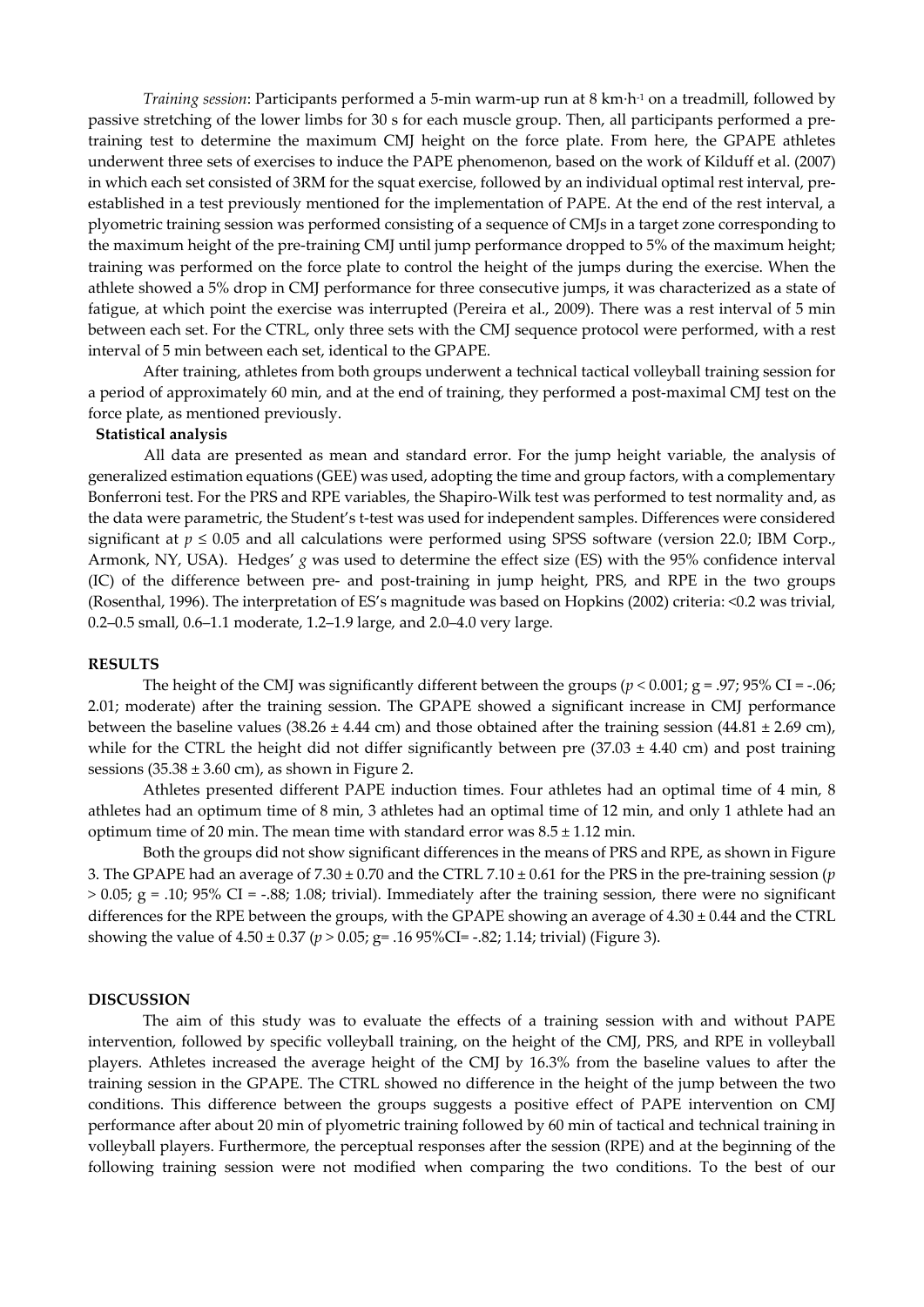*Training session*: Participants performed a 5-min warm-up run at 8 km·h$^{-1}$ on a treadmill, followed by passive stretching of the lower limbs for 30 s for each muscle group. Then, all participants performed a pre-training test to determine the maximum CMJ height on the force plate. From here, the GPAPE athletes underwent three sets of exercises to induce the PAPE phenomenon, based on the work of Kilduff et al. (2007) in which each set consisted of 3RM for the squat exercise, followed by an individual optimal rest interval, pre-established in a test previously mentioned for the implementation of PAPE. At the end of the rest interval, a plyometric training session was performed consisting of a sequence of CMJs in a target zone corresponding to the maximum height of the pre-training CMJ until jump performance dropped to 5% of the maximum height; training was performed on the force plate to control the height of the jumps during the exercise. When the athlete showed a 5% drop in CMJ performance for three consecutive jumps, it was characterized as a state of fatigue, at which point the exercise was interrupted (Pereira et al., 2009). There was a rest interval of 5 min between each set. For the CTRL, only three sets with the CMJ sequence protocol were performed, with a rest interval of 5 min between each set, identical to the GPAPE.

After training, athletes from both groups underwent a technical tactical volleyball training session for a period of approximately 60 min, and at the end of training, they performed a post-maximal CMJ test on the force plate, as mentioned previously.

**Statistical analysis**

All data are presented as mean and standard error. For the jump height variable, the analysis of generalized estimation equations (GEE) was used, adopting the time and group factors, with a complementary Bonferroni test. For the PRS and RPE variables, the Shapiro-Wilk test was performed to test normality and, as the data were parametric, the Student's t-test was used for independent samples. Differences were considered significant at $p \leq 0.05$ and all calculations were performed using SPSS software (version 22.0; IBM Corp., Armonk, NY, USA). Hedges' *g* was used to determine the effect size (ES) with the 95% confidence interval (IC) of the difference between pre- and post-training in jump height, PRS, and RPE in the two groups (Rosenthal, 1996). The interpretation of ES's magnitude was based on Hopkins (2002) criteria: <0.2 was trivial, 0.2–0.5 small, 0.6–1.1 moderate, 1.2–1.9 large, and 2.0–4.0 very large.

## RESULTS

The height of the CMJ was significantly different between the groups ($p < 0.001$; g = .97; 95% CI = -.06; 2.01; moderate) after the training session. The GPAPE showed a significant increase in CMJ performance between the baseline values (38.26 ± 4.44 cm) and those obtained after the training session (44.81 ± 2.69 cm), while for the CTRL the height did not differ significantly between pre (37.03 ± 4.40 cm) and post training sessions (35.38 ± 3.60 cm), as shown in Figure 2.

Athletes presented different PAPE induction times. Four athletes had an optimal time of 4 min, 8 athletes had an optimum time of 8 min, 3 athletes had an optimal time of 12 min, and only 1 athlete had an optimum time of 20 min. The mean time with standard error was 8.5 ± 1.12 min.

Both the groups did not show significant differences in the means of PRS and RPE, as shown in Figure 3. The GPAPE had an average of 7.30 ± 0.70 and the CTRL 7.10 ± 0.61 for the PRS in the pre-training session ($p > 0.05$; g = .10; 95% CI = -.88; 1.08; trivial). Immediately after the training session, there were no significant differences for the RPE between the groups, with the GPAPE showing an average of 4.30 ± 0.44 and the CTRL showing the value of 4.50 ± 0.37 ($p > 0.05$; g= .16 95%CI= -.82; 1.14; trivial) (Figure 3).

## DISCUSSION

The aim of this study was to evaluate the effects of a training session with and without PAPE intervention, followed by specific volleyball training, on the height of the CMJ, PRS, and RPE in volleyball players. Athletes increased the average height of the CMJ by 16.3% from the baseline values to after the training session in the GPAPE. The CTRL showed no difference in the height of the jump between the two conditions. This difference between the groups suggests a positive effect of PAPE intervention on CMJ performance after about 20 min of plyometric training followed by 60 min of tactical and technical training in volleyball players. Furthermore, the perceptual responses after the session (RPE) and at the beginning of the following training session were not modified when comparing the two conditions. To the best of our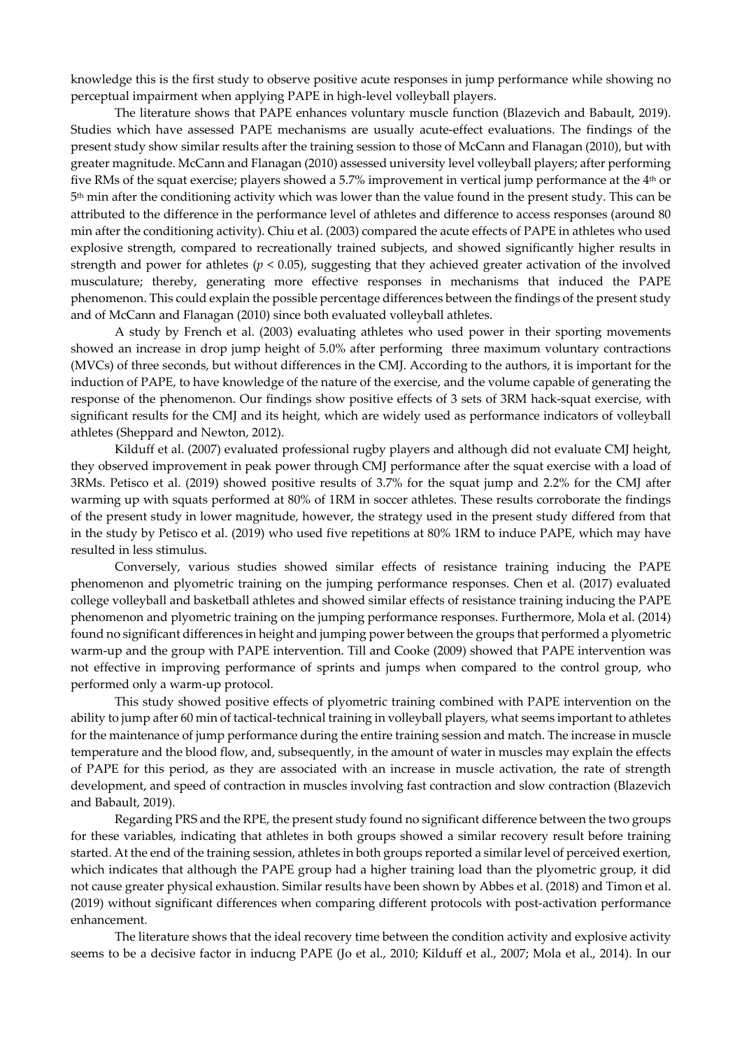knowledge this is the first study to observe positive acute responses in jump performance while showing no perceptual impairment when applying PAPE in high-level volleyball players.

The literature shows that PAPE enhances voluntary muscle function (Blazevich and Babault, 2019). Studies which have assessed PAPE mechanisms are usually acute-effect evaluations. The findings of the present study show similar results after the training session to those of McCann and Flanagan (2010), but with greater magnitude. McCann and Flanagan (2010) assessed university level volleyball players; after performing five RMs of the squat exercise; players showed a 5.7% improvement in vertical jump performance at the 4th or 5th min after the conditioning activity which was lower than the value found in the present study. This can be attributed to the difference in the performance level of athletes and difference to access responses (around 80 min after the conditioning activity). Chiu et al. (2003) compared the acute effects of PAPE in athletes who used explosive strength, compared to recreationally trained subjects, and showed significantly higher results in strength and power for athletes ($p < 0.05$), suggesting that they achieved greater activation of the involved musculature; thereby, generating more effective responses in mechanisms that induced the PAPE phenomenon. This could explain the possible percentage differences between the findings of the present study and of McCann and Flanagan (2010) since both evaluated volleyball athletes.

A study by French et al. (2003) evaluating athletes who used power in their sporting movements showed an increase in drop jump height of 5.0% after performing three maximum voluntary contractions (MVCs) of three seconds, but without differences in the CMJ. According to the authors, it is important for the induction of PAPE, to have knowledge of the nature of the exercise, and the volume capable of generating the response of the phenomenon. Our findings show positive effects of 3 sets of 3RM hack-squat exercise, with significant results for the CMJ and its height, which are widely used as performance indicators of volleyball athletes (Sheppard and Newton, 2012).

Kilduff et al. (2007) evaluated professional rugby players and although did not evaluate CMJ height, they observed improvement in peak power through CMJ performance after the squat exercise with a load of 3RMs. Petisco et al. (2019) showed positive results of 3.7% for the squat jump and 2.2% for the CMJ after warming up with squats performed at 80% of 1RM in soccer athletes. These results corroborate the findings of the present study in lower magnitude, however, the strategy used in the present study differed from that in the study by Petisco et al. (2019) who used five repetitions at 80% 1RM to induce PAPE, which may have resulted in less stimulus.

Conversely, various studies showed similar effects of resistance training inducing the PAPE phenomenon and plyometric training on the jumping performance responses. Chen et al. (2017) evaluated college volleyball and basketball athletes and showed similar effects of resistance training inducing the PAPE phenomenon and plyometric training on the jumping performance responses. Furthermore, Mola et al. (2014) found no significant differences in height and jumping power between the groups that performed a plyometric warm-up and the group with PAPE intervention. Till and Cooke (2009) showed that PAPE intervention was not effective in improving performance of sprints and jumps when compared to the control group, who performed only a warm-up protocol.

This study showed positive effects of plyometric training combined with PAPE intervention on the ability to jump after 60 min of tactical-technical training in volleyball players, what seems important to athletes for the maintenance of jump performance during the entire training session and match. The increase in muscle temperature and the blood flow, and, subsequently, in the amount of water in muscles may explain the effects of PAPE for this period, as they are associated with an increase in muscle activation, the rate of strength development, and speed of contraction in muscles involving fast contraction and slow contraction (Blazevich and Babault, 2019).

Regarding PRS and the RPE, the present study found no significant difference between the two groups for these variables, indicating that athletes in both groups showed a similar recovery result before training started. At the end of the training session, athletes in both groups reported a similar level of perceived exertion, which indicates that although the PAPE group had a higher training load than the plyometric group, it did not cause greater physical exhaustion. Similar results have been shown by Abbes et al. (2018) and Timon et al. (2019) without significant differences when comparing different protocols with post-activation performance enhancement.

The literature shows that the ideal recovery time between the condition activity and explosive activity seems to be a decisive factor in inducng PAPE (Jo et al., 2010; Kilduff et al., 2007; Mola et al., 2014). In our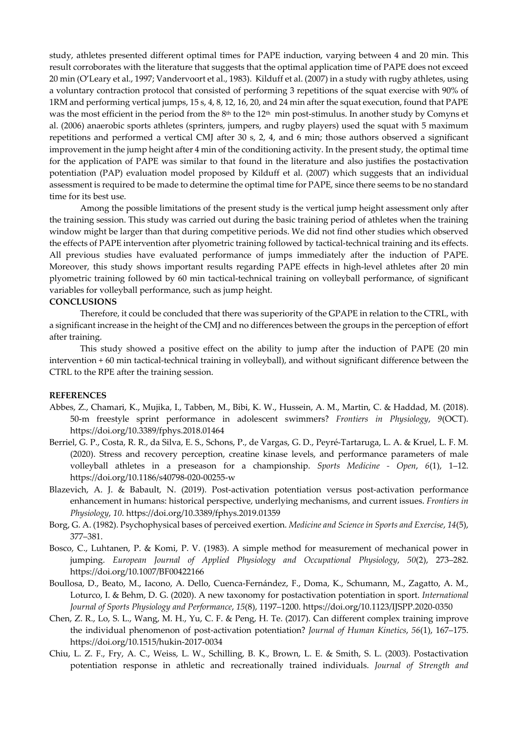study, athletes presented different optimal times for PAPE induction, varying between 4 and 20 min. This result corroborates with the literature that suggests that the optimal application time of PAPE does not exceed 20 min (O'Leary et al., 1997; Vandervoort et al., 1983). Kilduff et al. (2007) in a study with rugby athletes, using a voluntary contraction protocol that consisted of performing 3 repetitions of the squat exercise with 90% of 1RM and performing vertical jumps, 15 s, 4, 8, 12, 16, 20, and 24 min after the squat execution, found that PAPE was the most efficient in the period from the 8th to the 12th min post-stimulus. In another study by Comyns et al. (2006) anaerobic sports athletes (sprinters, jumpers, and rugby players) used the squat with 5 maximum repetitions and performed a vertical CMJ after 30 s, 2, 4, and 6 min; those authors observed a significant improvement in the jump height after 4 min of the conditioning activity. In the present study, the optimal time for the application of PAPE was similar to that found in the literature and also justifies the postactivation potentiation (PAP) evaluation model proposed by Kilduff et al. (2007) which suggests that an individual assessment is required to be made to determine the optimal time for PAPE, since there seems to be no standard time for its best use.

Among the possible limitations of the present study is the vertical jump height assessment only after the training session. This study was carried out during the basic training period of athletes when the training window might be larger than that during competitive periods. We did not find other studies which observed the effects of PAPE intervention after plyometric training followed by tactical-technical training and its effects. All previous studies have evaluated performance of jumps immediately after the induction of PAPE. Moreover, this study shows important results regarding PAPE effects in high-level athletes after 20 min plyometric training followed by 60 min tactical-technical training on volleyball performance, of significant variables for volleyball performance, such as jump height.

**CONCLUSIONS**

Therefore, it could be concluded that there was superiority of the GPAPE in relation to the CTRL, with a significant increase in the height of the CMJ and no differences between the groups in the perception of effort after training.

This study showed a positive effect on the ability to jump after the induction of PAPE (20 min intervention + 60 min tactical-technical training in volleyball), and without significant difference between the CTRL to the RPE after the training session.

**REFERENCES**

Abbes, Z., Chamari, K., Mujika, I., Tabben, M., Bibi, K. W., Hussein, A. M., Martin, C. & Haddad, M. (2018). 50-m freestyle sprint performance in adolescent swimmers? *Frontiers in Physiology*, *9*(OCT). https://doi.org/10.3389/fphys.2018.01464

Berriel, G. P., Costa, R. R., da Silva, E. S., Schons, P., de Vargas, G. D., Peyré-Tartaruga, L. A. & Kruel, L. F. M. (2020). Stress and recovery perception, creatine kinase levels, and performance parameters of male volleyball athletes in a preseason for a championship. *Sports Medicine - Open*, *6*(1), 1–12. https://doi.org/10.1186/s40798-020-00255-w

Blazevich, A. J. & Babault, N. (2019). Post-activation potentiation versus post-activation performance enhancement in humans: historical perspective, underlying mechanisms, and current issues. *Frontiers in Physiology*, *10*. https://doi.org/10.3389/fphys.2019.01359

Borg, G. A. (1982). Psychophysical bases of perceived exertion. *Medicine and Science in Sports and Exercise*, *14*(5), 377–381.

Bosco, C., Luhtanen, P. & Komi, P. V. (1983). A simple method for measurement of mechanical power in jumping. *European Journal of Applied Physiology and Occupational Physiology*, *50*(2), 273–282. https://doi.org/10.1007/BF00422166

Boullosa, D., Beato, M., Iacono, A. Dello, Cuenca-Fernández, F., Doma, K., Schumann, M., Zagatto, A. M., Loturco, I. & Behm, D. G. (2020). A new taxonomy for postactivation potentiation in sport. *International Journal of Sports Physiology and Performance*, *15*(8), 1197–1200. https://doi.org/10.1123/IJSPP.2020-0350

Chen, Z. R., Lo, S. L., Wang, M. H., Yu, C. F. & Peng, H. Te. (2017). Can different complex training improve the individual phenomenon of post-activation potentiation? *Journal of Human Kinetics*, *56*(1), 167–175. https://doi.org/10.1515/hukin-2017-0034

Chiu, L. Z. F., Fry, A. C., Weiss, L. W., Schilling, B. K., Brown, L. E. & Smith, S. L. (2003). Postactivation potentiation response in athletic and recreationally trained individuals. *Journal of Strength and*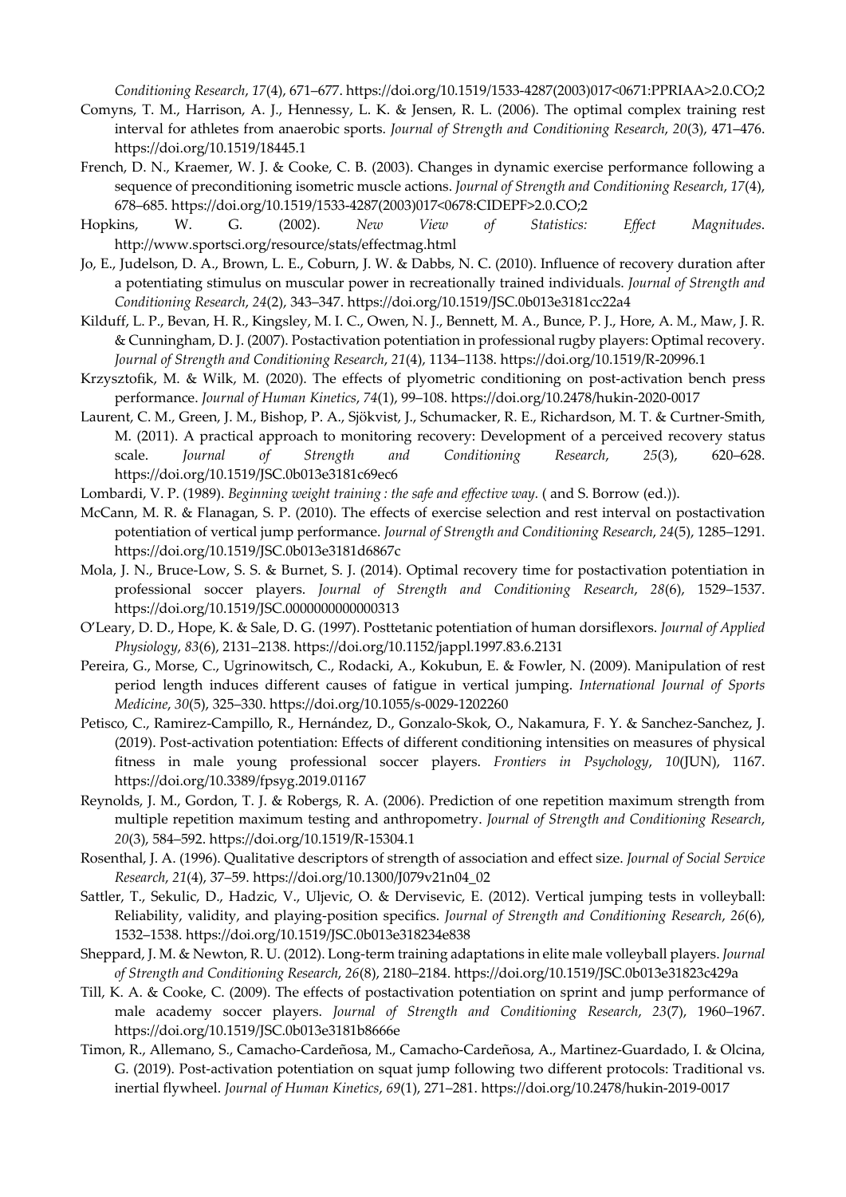*Conditioning Research*, *17*(4), 671–677. https://doi.org/10.1519/1533-4287(2003)017<0671:PPRIAA>2.0.CO;2

Comyns, T. M., Harrison, A. J., Hennessy, L. K. & Jensen, R. L. (2006). The optimal complex training rest interval for athletes from anaerobic sports. *Journal of Strength and Conditioning Research*, *20*(3), 471–476. https://doi.org/10.1519/18445.1

French, D. N., Kraemer, W. J. & Cooke, C. B. (2003). Changes in dynamic exercise performance following a sequence of preconditioning isometric muscle actions. *Journal of Strength and Conditioning Research*, *17*(4), 678–685. https://doi.org/10.1519/1533-4287(2003)017<0678:CIDEPF>2.0.CO;2

Hopkins, W. G. (2002). *New View of Statistics: Effect Magnitudes*. http://www.sportsci.org/resource/stats/effectmag.html

Jo, E., Judelson, D. A., Brown, L. E., Coburn, J. W. & Dabbs, N. C. (2010). Influence of recovery duration after a potentiating stimulus on muscular power in recreationally trained individuals. *Journal of Strength and Conditioning Research*, *24*(2), 343–347. https://doi.org/10.1519/JSC.0b013e3181cc22a4

Kilduff, L. P., Bevan, H. R., Kingsley, M. I. C., Owen, N. J., Bennett, M. A., Bunce, P. J., Hore, A. M., Maw, J. R. & Cunningham, D. J. (2007). Postactivation potentiation in professional rugby players: Optimal recovery. *Journal of Strength and Conditioning Research*, *21*(4), 1134–1138. https://doi.org/10.1519/R-20996.1

Krzysztofik, M. & Wilk, M. (2020). The effects of plyometric conditioning on post-activation bench press performance. *Journal of Human Kinetics*, *74*(1), 99–108. https://doi.org/10.2478/hukin-2020-0017

Laurent, C. M., Green, J. M., Bishop, P. A., Sjökvist, J., Schumacker, R. E., Richardson, M. T. & Curtner-Smith, M. (2011). A practical approach to monitoring recovery: Development of a perceived recovery status scale. *Journal of Strength and Conditioning Research*, *25*(3), 620–628. https://doi.org/10.1519/JSC.0b013e3181c69ec6

Lombardi, V. P. (1989). *Beginning weight training : the safe and effective way*. ( and S. Borrow (ed.)).

McCann, M. R. & Flanagan, S. P. (2010). The effects of exercise selection and rest interval on postactivation potentiation of vertical jump performance. *Journal of Strength and Conditioning Research*, *24*(5), 1285–1291. https://doi.org/10.1519/JSC.0b013e3181d6867c

Mola, J. N., Bruce-Low, S. S. & Burnet, S. J. (2014). Optimal recovery time for postactivation potentiation in professional soccer players. *Journal of Strength and Conditioning Research*, *28*(6), 1529–1537. https://doi.org/10.1519/JSC.0000000000000313

O'Leary, D. D., Hope, K. & Sale, D. G. (1997). Posttetanic potentiation of human dorsiflexors. *Journal of Applied Physiology*, *83*(6), 2131–2138. https://doi.org/10.1152/jappl.1997.83.6.2131

Pereira, G., Morse, C., Ugrinowitsch, C., Rodacki, A., Kokubun, E. & Fowler, N. (2009). Manipulation of rest period length induces different causes of fatigue in vertical jumping. *International Journal of Sports Medicine*, *30*(5), 325–330. https://doi.org/10.1055/s-0029-1202260

Petisco, C., Ramirez-Campillo, R., Hernández, D., Gonzalo-Skok, O., Nakamura, F. Y. & Sanchez-Sanchez, J. (2019). Post-activation potentiation: Effects of different conditioning intensities on measures of physical fitness in male young professional soccer players. *Frontiers in Psychology*, *10*(JUN), 1167. https://doi.org/10.3389/fpsyg.2019.01167

Reynolds, J. M., Gordon, T. J. & Robergs, R. A. (2006). Prediction of one repetition maximum strength from multiple repetition maximum testing and anthropometry. *Journal of Strength and Conditioning Research*, *20*(3), 584–592. https://doi.org/10.1519/R-15304.1

Rosenthal, J. A. (1996). Qualitative descriptors of strength of association and effect size. *Journal of Social Service Research*, *21*(4), 37–59. https://doi.org/10.1300/J079v21n04_02

Sattler, T., Sekulic, D., Hadzic, V., Uljevic, O. & Dervisevic, E. (2012). Vertical jumping tests in volleyball: Reliability, validity, and playing-position specifics. *Journal of Strength and Conditioning Research*, *26*(6), 1532–1538. https://doi.org/10.1519/JSC.0b013e318234e838

Sheppard, J. M. & Newton, R. U. (2012). Long-term training adaptations in elite male volleyball players. *Journal of Strength and Conditioning Research*, *26*(8), 2180–2184. https://doi.org/10.1519/JSC.0b013e31823c429a

Till, K. A. & Cooke, C. (2009). The effects of postactivation potentiation on sprint and jump performance of male academy soccer players. *Journal of Strength and Conditioning Research*, *23*(7), 1960–1967. https://doi.org/10.1519/JSC.0b013e3181b8666e

Timon, R., Allemano, S., Camacho-Cardeñosa, M., Camacho-Cardeñosa, A., Martinez-Guardado, I. & Olcina, G. (2019). Post-activation potentiation on squat jump following two different protocols: Traditional vs. inertial flywheel. *Journal of Human Kinetics*, *69*(1), 271–281. https://doi.org/10.2478/hukin-2019-0017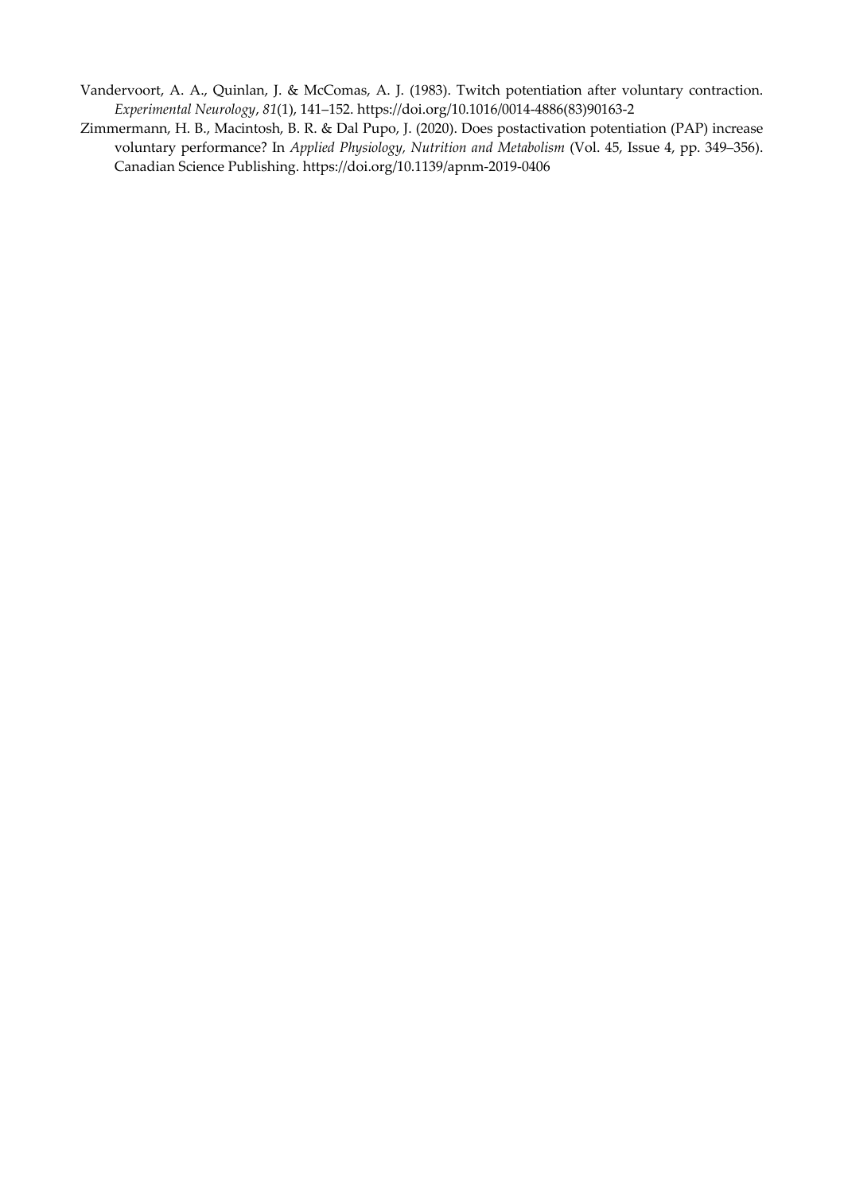Vandervoort, A. A., Quinlan, J. & McComas, A. J. (1983). Twitch potentiation after voluntary contraction. *Experimental Neurology*, *81*(1), 141–152. https://doi.org/10.1016/0014-4886(83)90163-2

Zimmermann, H. B., Macintosh, B. R. & Dal Pupo, J. (2020). Does postactivation potentiation (PAP) increase voluntary performance? In *Applied Physiology, Nutrition and Metabolism* (Vol. 45, Issue 4, pp. 349–356). Canadian Science Publishing. https://doi.org/10.1139/apnm-2019-0406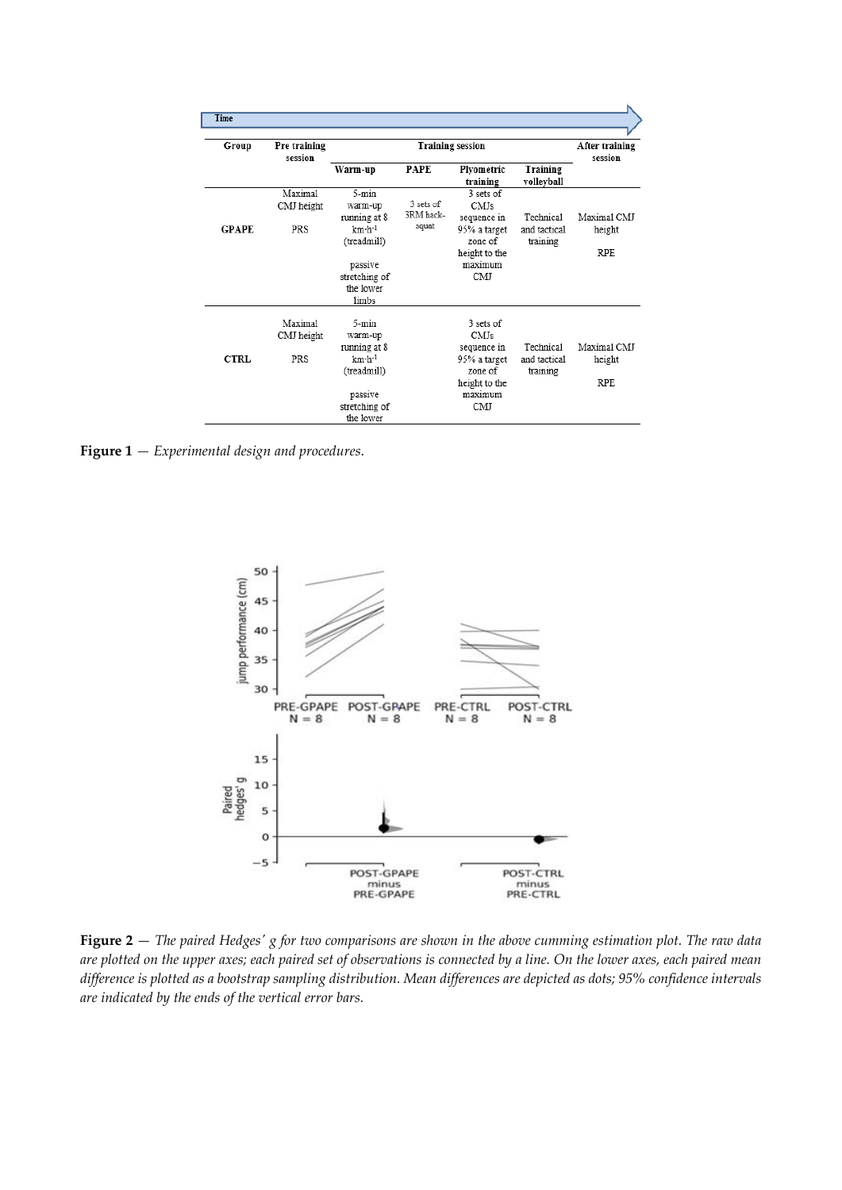| Time | | | | | | |
|---|---|---|---|---|---|---|
| **Group** | **Pre training session** | **Training session** | | | | **After training session** |
| | | **Warm-up** | **PAPE** | **Plyometric training** | **Training volleyball** | |
| **GPAPE** | Maximal CMJ height<br><br>PRS | 5-min warm-up running at 8 km·h$^{-1}$ (treadmill)<br><br>passive stretching of the lower limbs | 3 sets of 3RM hack-squat | 3 sets of CMJs sequence in 95% a target zone of height to the maximum CMJ | Technical and tactical training | Maximal CMJ height<br><br>RPE |
| **CTRL** | Maximal CMJ height<br><br>PRS | 5-min warm-up running at 8 km·h$^{-1}$ (treadmill)<br><br>passive stretching of the lower | | 3 sets of CMJs sequence in 95% a target zone of height to the maximum CMJ | Technical and tactical training | Maximal CMJ height<br><br>RPE |

**Figure 1** — *Experimental design and procedures.*

**Figure 2** — *The paired Hedges' g for two comparisons are shown in the above cumming estimation plot. The raw data are plotted on the upper axes; each paired set of observations is connected by a line. On the lower axes, each paired mean difference is plotted as a bootstrap sampling distribution. Mean differences are depicted as dots; 95% confidence intervals are indicated by the ends of the vertical error bars.*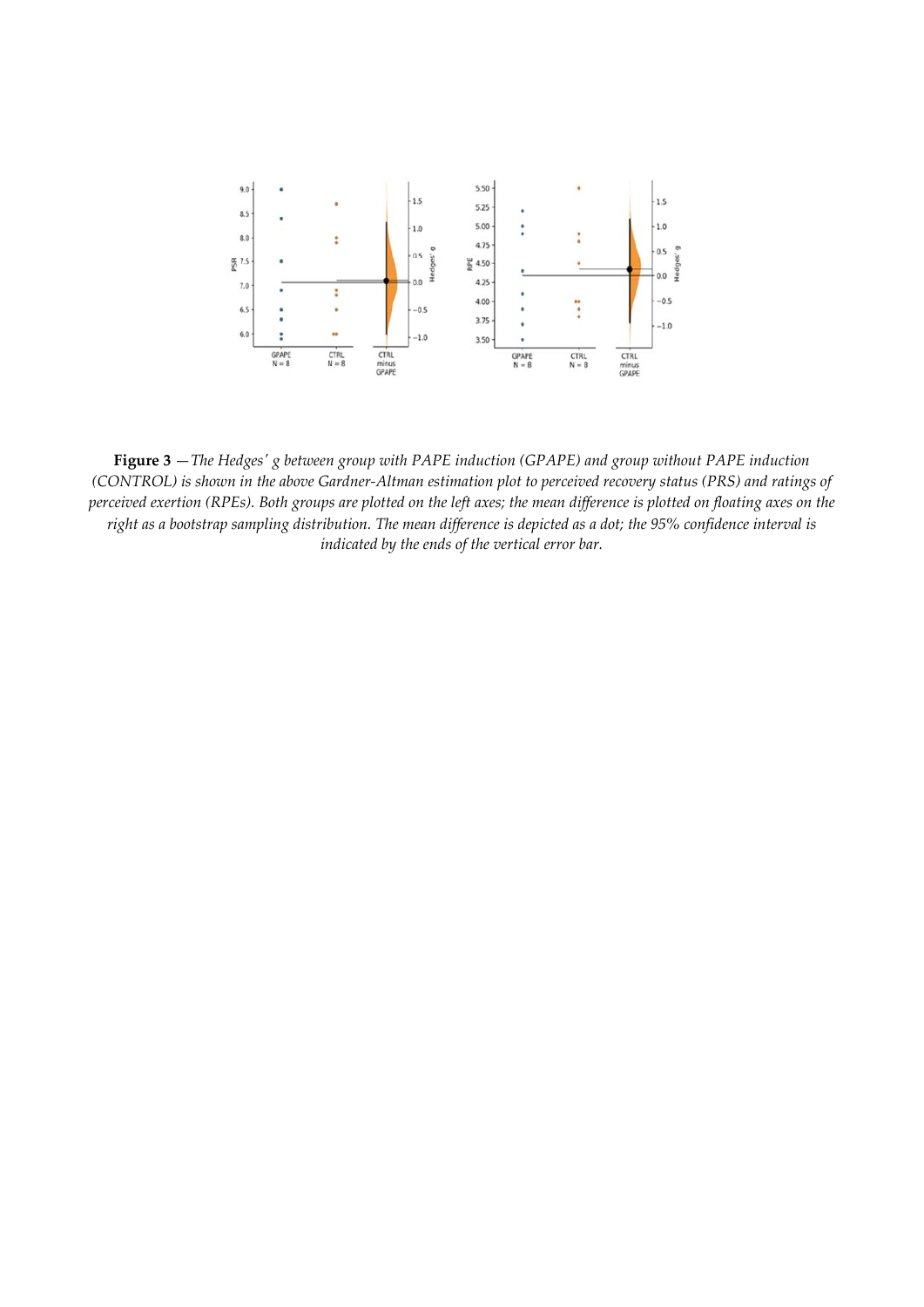PSR
9.0
8.5
8.0
7.5
7.0
6.5
6.0
GPAPE N = 8
CTRL N = 8
CTRL minus GPAPE
Hedges' g
1.5
1.0
0.5
0.0
−0.5
−1.0

RPE
5.50
5.25
5.00
4.75
4.50
4.25
4.00
3.75
3.50
GPAPE N = 8
CTRL N = 8
CTRL minus GPAPE
Hedges' g
1.5
1.0
0.5
0.0
−0.5
−1.0

**Figure 3** —*The Hedges' g between group with PAPE induction (GPAPE) and group without PAPE induction (CONTROL) is shown in the above Gardner-Altman estimation plot to perceived recovery status (PRS) and ratings of perceived exertion (RPEs). Both groups are plotted on the left axes; the mean difference is plotted on floating axes on the right as a bootstrap sampling distribution. The mean difference is depicted as a dot; the 95% confidence interval is indicated by the ends of the vertical error bar.*